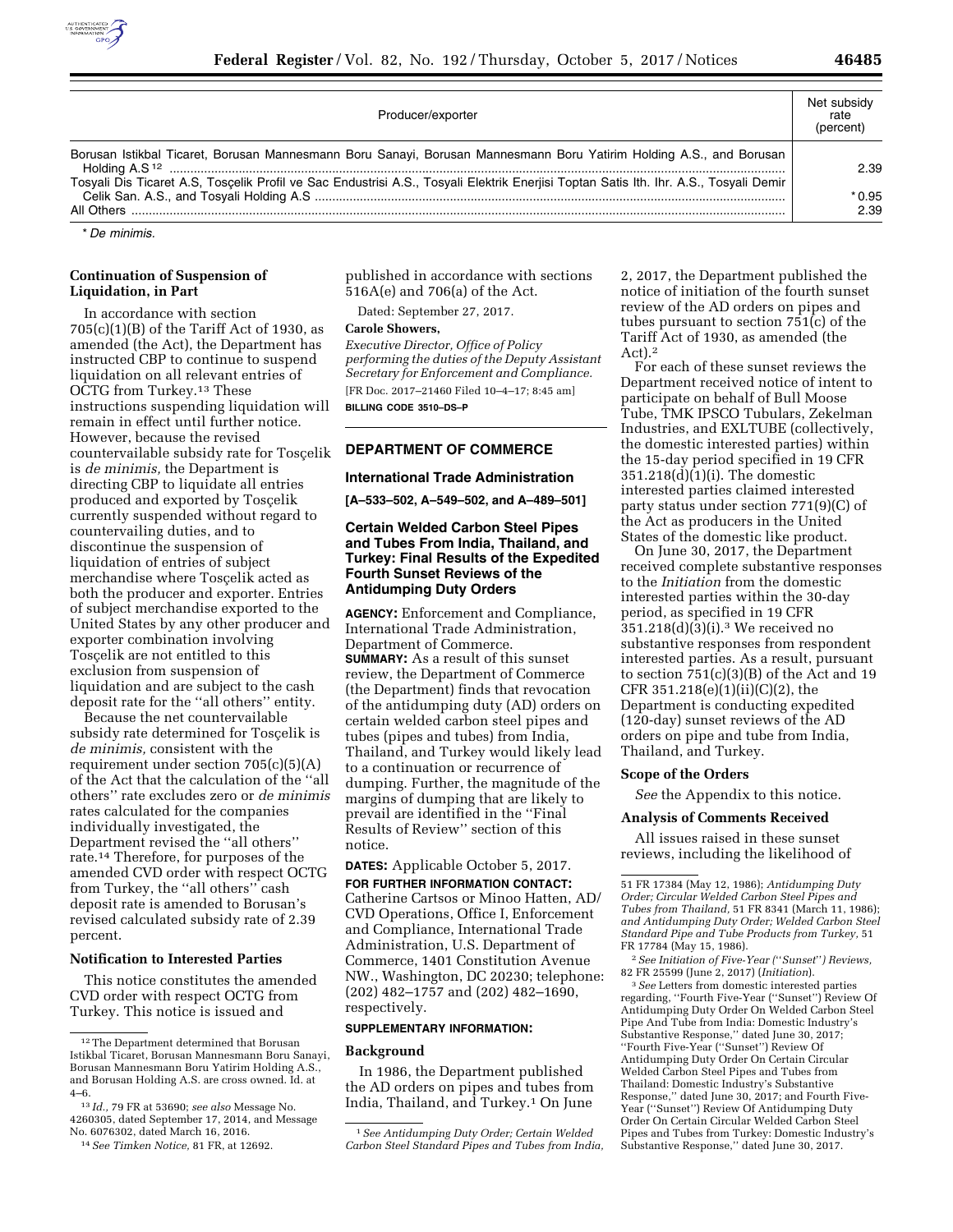| Producer/exporter | Net subsidy rate (percent) |
|---|---|
| Borusan Istikbal Ticaret, Borusan Mannesmann Boru Sanayi, Borusan Mannesmann Boru Yatirim Holding A.S., and Borusan Holding A.S [12] | 2.39 |
| Tosyali Dis Ticaret A.S, Tosçelik Profil ve Sac Endustrisi A.S., Tosyali Elektrik Enerjisi Toptan Satis Ith. Ihr. A.S., Tosyali Demir Celik San. A.S., and Tosyali Holding A.S | * 0.95 |
| All Others | 2.39 |

\* *De minimis.*

**Continuation of Suspension of Liquidation, in Part**

In accordance with section 705(c)(1)(B) of the Tariff Act of 1930, as amended (the Act), the Department has instructed CBP to continue to suspend liquidation on all relevant entries of OCTG from Turkey.[13] These instructions suspending liquidation will remain in effect until further notice. However, because the revised countervailable subsidy rate for Tosçelik is *de minimis,* the Department is directing CBP to liquidate all entries produced and exported by Tosçelik currently suspended without regard to countervailing duties, and to discontinue the suspension of liquidation of entries of subject merchandise where Tosçelik acted as both the producer and exporter. Entries of subject merchandise exported to the United States by any other producer and exporter combination involving Tosçelik are not entitled to this exclusion from suspension of liquidation and are subject to the cash deposit rate for the ''all others'' entity.

Because the net countervailable subsidy rate determined for Tosçelik is *de minimis,* consistent with the requirement under section 705(c)(5)(A) of the Act that the calculation of the ''all others'' rate excludes zero or *de minimis* rates calculated for the companies individually investigated, the Department revised the ''all others'' rate.[14] Therefore, for purposes of the amended CVD order with respect OCTG from Turkey, the ''all others'' cash deposit rate is amended to Borusan's revised calculated subsidy rate of 2.39 percent.

**Notification to Interested Parties**

This notice constitutes the amended CVD order with respect OCTG from Turkey. This notice is issued and published in accordance with sections 516A(e) and 706(a) of the Act.

Dated: September 27, 2017.

**Carole Showers,**

*Executive Director, Office of Policy performing the duties of the Deputy Assistant Secretary for Enforcement and Compliance.*

[FR Doc. 2017–21460 Filed 10–4–17; 8:45 am]

**BILLING CODE 3510–DS–P**

[12] The Department determined that Borusan Istikbal Ticaret, Borusan Mannesmann Boru Sanayi, Borusan Mannesmann Boru Yatirim Holding A.S., and Borusan Holding A.S. are cross owned. Id. at 4–6.

[13] *Id.,* 79 FR at 53690; *see also* Message No. 4260305, dated September 17, 2014, and Message No. 6076302, dated March 16, 2016.

[14] *See Timken Notice,* 81 FR, at 12692.

## DEPARTMENT OF COMMERCE

### International Trade Administration

**[A–533–502, A–549–502, and A–489–501]**

### Certain Welded Carbon Steel Pipes and Tubes From India, Thailand, and Turkey: Final Results of the Expedited Fourth Sunset Reviews of the Antidumping Duty Orders

**AGENCY:** Enforcement and Compliance, International Trade Administration, Department of Commerce.

**SUMMARY:** As a result of this sunset review, the Department of Commerce (the Department) finds that revocation of the antidumping duty (AD) orders on certain welded carbon steel pipes and tubes (pipes and tubes) from India, Thailand, and Turkey would likely lead to a continuation or recurrence of dumping. Further, the magnitude of the margins of dumping that are likely to prevail are identified in the ''Final Results of Review'' section of this notice.

**DATES:** Applicable October 5, 2017.

**FOR FURTHER INFORMATION CONTACT:** Catherine Cartsos or Minoo Hatten, AD/CVD Operations, Office I, Enforcement and Compliance, International Trade Administration, U.S. Department of Commerce, 1401 Constitution Avenue NW., Washington, DC 20230; telephone: (202) 482–1757 and (202) 482–1690, respectively.

**SUPPLEMENTARY INFORMATION:**

**Background**

In 1986, the Department published the AD orders on pipes and tubes from India, Thailand, and Turkey.[1] On June 2, 2017, the Department published the notice of initiation of the fourth sunset review of the AD orders on pipes and tubes pursuant to section 751(c) of the Tariff Act of 1930, as amended (the Act).[2]

For each of these sunset reviews the Department received notice of intent to participate on behalf of Bull Moose Tube, TMK IPSCO Tubulars, Zekelman Industries, and EXLTUBE (collectively, the domestic interested parties) within the 15-day period specified in 19 CFR 351.218(d)(1)(i). The domestic interested parties claimed interested party status under section 771(9)(C) of the Act as producers in the United States of the domestic like product.

On June 30, 2017, the Department received complete substantive responses to the *Initiation* from the domestic interested parties within the 30-day period, as specified in 19 CFR 351.218(d)(3)(i).[3] We received no substantive responses from respondent interested parties. As a result, pursuant to section 751(c)(3)(B) of the Act and 19 CFR 351.218(e)(1)(ii)(C)(2), the Department is conducting expedited (120-day) sunset reviews of the AD orders on pipe and tube from India, Thailand, and Turkey.

**Scope of the Orders**

*See* the Appendix to this notice.

**Analysis of Comments Received**

All issues raised in these sunset reviews, including the likelihood of

[1] *See Antidumping Duty Order; Certain Welded Carbon Steel Standard Pipes and Tubes from India,* 51 FR 17384 (May 12, 1986); *Antidumping Duty Order; Circular Welded Carbon Steel Pipes and Tubes from Thailand,* 51 FR 8341 (March 11, 1986); *and Antidumping Duty Order; Welded Carbon Steel Standard Pipe and Tube Products from Turkey,* 51 FR 17784 (May 15, 1986).

[2] *See Initiation of Five-Year (''Sunset'') Reviews,* 82 FR 25599 (June 2, 2017) (*Initiation*).

[3] *See* Letters from domestic interested parties regarding, ''Fourth Five-Year (''Sunset'') Review Of Antidumping Duty Order On Welded Carbon Steel Pipe And Tube from India: Domestic Industry's Substantive Response,'' dated June 30, 2017; ''Fourth Five-Year (''Sunset'') Review Of Antidumping Duty Order On Certain Circular Welded Carbon Steel Pipes and Tubes from Thailand: Domestic Industry's Substantive Response,'' dated June 30, 2017; and Fourth Five-Year (''Sunset'') Review Of Antidumping Duty Order On Certain Circular Welded Carbon Steel Pipes and Tubes from Turkey: Domestic Industry's Substantive Response,'' dated June 30, 2017.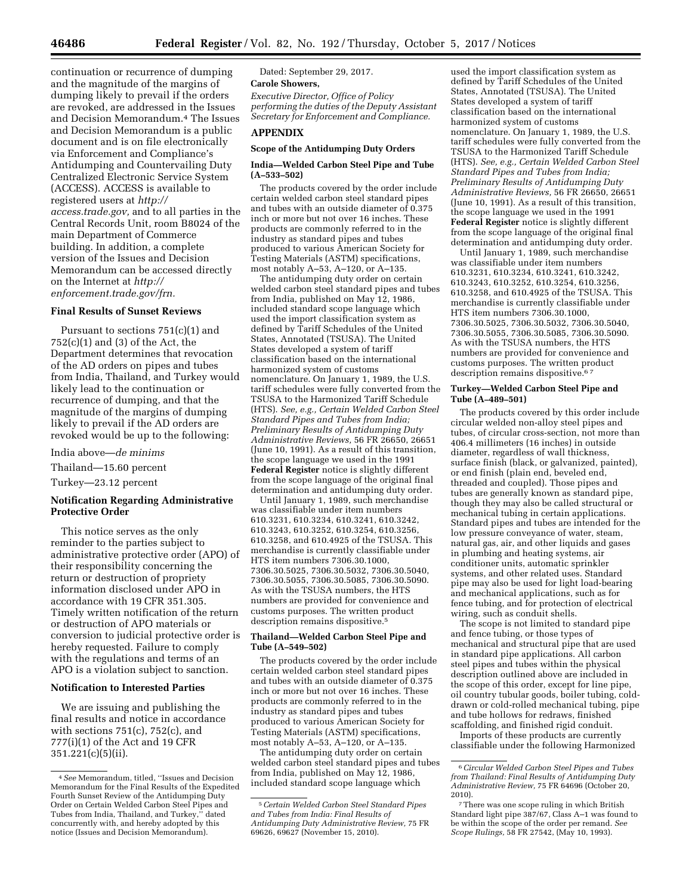continuation or recurrence of dumping and the magnitude of the margins of dumping likely to prevail if the orders are revoked, are addressed in the Issues and Decision Memorandum.[4] The Issues and Decision Memorandum is a public document and is on file electronically via Enforcement and Compliance's Antidumping and Countervailing Duty Centralized Electronic Service System (ACCESS). ACCESS is available to registered users at *http://access.trade.gov,* and to all parties in the Central Records Unit, room B8024 of the main Department of Commerce building. In addition, a complete version of the Issues and Decision Memorandum can be accessed directly on the Internet at *http://enforcement.trade.gov/frn.*

## Final Results of Sunset Reviews

Pursuant to sections 751(c)(1) and 752(c)(1) and (3) of the Act, the Department determines that revocation of the AD orders on pipes and tubes from India, Thailand, and Turkey would likely lead to the continuation or recurrence of dumping, and that the magnitude of the margins of dumping likely to prevail if the AD orders are revoked would be up to the following:

India above—*de minimis*

Thailand—15.60 percent

Turkey—23.12 percent

## Notification Regarding Administrative Protective Order

This notice serves as the only reminder to the parties subject to administrative protective order (APO) of their responsibility concerning the return or destruction of propriety information disclosed under APO in accordance with 19 CFR 351.305. Timely written notification of the return or destruction of APO materials or conversion to judicial protective order is hereby requested. Failure to comply with the regulations and terms of an APO is a violation subject to sanction.

## Notification to Interested Parties

We are issuing and publishing the final results and notice in accordance with sections 751(c), 752(c), and 777(i)(1) of the Act and 19 CFR 351.221(c)(5)(ii).

Dated: September 29, 2017.

**Carole Showers,**

*Executive Director, Office of Policy performing the duties of the Deputy Assistant Secretary for Enforcement and Compliance.*

## APPENDIX

### Scope of the Antidumping Duty Orders

### India—Welded Carbon Steel Pipe and Tube (A–533–502)

The products covered by the order include certain welded carbon steel standard pipes and tubes with an outside diameter of 0.375 inch or more but not over 16 inches. These products are commonly referred to in the industry as standard pipes and tubes produced to various American Society for Testing Materials (ASTM) specifications, most notably A–53, A–120, or A–135.

The antidumping duty order on certain welded carbon steel standard pipes and tubes from India, published on May 12, 1986, included standard scope language which used the import classification system as defined by Tariff Schedules of the United States, Annotated (TSUSA). The United States developed a system of tariff classification based on the international harmonized system of customs nomenclature. On January 1, 1989, the U.S. tariff schedules were fully converted from the TSUSA to the Harmonized Tariff Schedule (HTS). *See, e.g., Certain Welded Carbon Steel Standard Pipes and Tubes from India; Preliminary Results of Antidumping Duty Administrative Reviews,* 56 FR 26650, 26651 (June 10, 1991). As a result of this transition, the scope language we used in the 1991 **Federal Register** notice is slightly different from the scope language of the original final determination and antidumping duty order.

Until January 1, 1989, such merchandise was classifiable under item numbers 610.3231, 610.3234, 610.3241, 610.3242, 610.3243, 610.3252, 610.3254, 610.3256, 610.3258, and 610.4925 of the TSUSA. This merchandise is currently classifiable under HTS item numbers 7306.30.1000, 7306.30.5025, 7306.30.5032, 7306.30.5040, 7306.30.5055, 7306.30.5085, 7306.30.5090. As with the TSUSA numbers, the HTS numbers are provided for convenience and customs purposes. The written product description remains dispositive.[5]

### Thailand—Welded Carbon Steel Pipe and Tube (A–549–502)

The products covered by the order include certain welded carbon steel standard pipes and tubes with an outside diameter of 0.375 inch or more but not over 16 inches. These products are commonly referred to in the industry as standard pipes and tubes produced to various American Society for Testing Materials (ASTM) specifications, most notably A–53, A–120, or A–135.

The antidumping duty order on certain welded carbon steel standard pipes and tubes from India, published on May 12, 1986, included standard scope language which used the import classification system as defined by Tariff Schedules of the United States, Annotated (TSUSA). The United States developed a system of tariff classification based on the international harmonized system of customs nomenclature. On January 1, 1989, the U.S. tariff schedules were fully converted from the TSUSA to the Harmonized Tariff Schedule (HTS). *See, e.g., Certain Welded Carbon Steel Standard Pipes and Tubes from India; Preliminary Results of Antidumping Duty Administrative Reviews,* 56 FR 26650, 26651 (June 10, 1991). As a result of this transition, the scope language we used in the 1991 **Federal Register** notice is slightly different from the scope language of the original final determination and antidumping duty order.

Until January 1, 1989, such merchandise was classifiable under item numbers 610.3231, 610.3234, 610.3241, 610.3242, 610.3243, 610.3252, 610.3254, 610.3256, 610.3258, and 610.4925 of the TSUSA. This merchandise is currently classifiable under HTS item numbers 7306.30.1000, 7306.30.5025, 7306.30.5032, 7306.30.5040, 7306.30.5055, 7306.30.5085, 7306.30.5090. As with the TSUSA numbers, the HTS numbers are provided for convenience and customs purposes. The written product description remains dispositive.[6 7]

### Turkey—Welded Carbon Steel Pipe and Tube (A–489–501)

The products covered by this order include circular welded non-alloy steel pipes and tubes, of circular cross-section, not more than 406.4 millimeters (16 inches) in outside diameter, regardless of wall thickness, surface finish (black, or galvanized, painted), or end finish (plain end, beveled end, threaded and coupled). Those pipes and tubes are generally known as standard pipe, though they may also be called structural or mechanical tubing in certain applications. Standard pipes and tubes are intended for the low pressure conveyance of water, steam, natural gas, air, and other liquids and gases in plumbing and heating systems, air conditioner units, automatic sprinkler systems, and other related uses. Standard pipe may also be used for light load-bearing and mechanical applications, such as for fence tubing, and for protection of electrical wiring, such as conduit shells.

The scope is not limited to standard pipe and fence tubing, or those types of mechanical and structural pipe that are used in standard pipe applications. All carbon steel pipes and tubes within the physical description outlined above are included in the scope of this order, except for line pipe, oil country tubular goods, boiler tubing, cold-drawn or cold-rolled mechanical tubing, pipe and tube hollows for redraws, finished scaffolding, and finished rigid conduit.

Imports of these products are currently classifiable under the following Harmonized

---

[4] *See* Memorandum, titled, ''Issues and Decision Memorandum for the Final Results of the Expedited Fourth Sunset Review of the Antidumping Duty Order on Certain Welded Carbon Steel Pipes and Tubes from India, Thailand, and Turkey,'' dated concurrently with, and hereby adopted by this notice (Issues and Decision Memorandum).

[5] *Certain Welded Carbon Steel Standard Pipes and Tubes from India: Final Results of Antidumping Duty Administrative Review,* 75 FR 69626, 69627 (November 15, 2010).

[6] *Circular Welded Carbon Steel Pipes and Tubes from Thailand: Final Results of Antidumping Duty Administrative Review,* 75 FR 64696 (October 20, 2010).

[7] There was one scope ruling in which British Standard light pipe 387/67, Class A–1 was found to be within the scope of the order per remand. *See Scope Rulings,* 58 FR 27542, (May 10, 1993).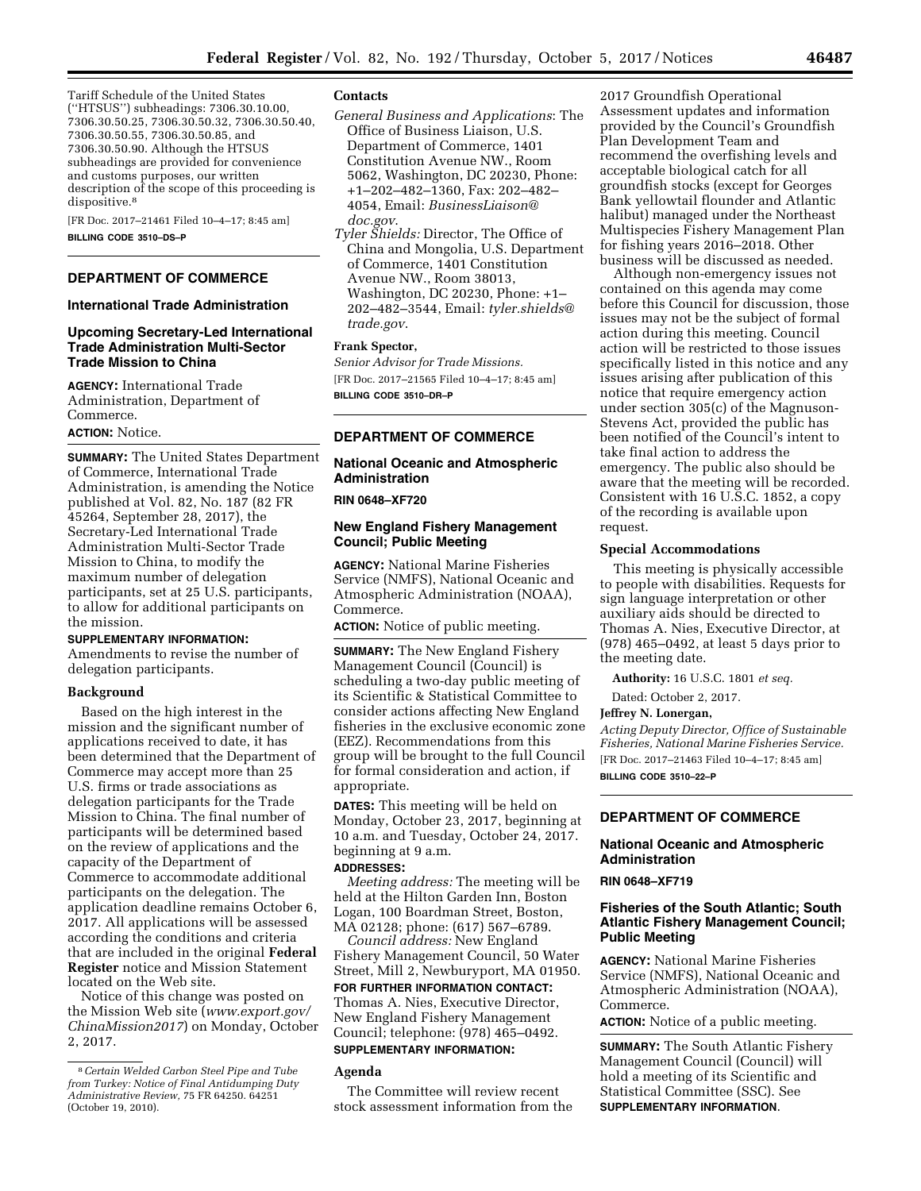Tariff Schedule of the United States (''HTSUS'') subheadings: 7306.30.10.00, 7306.30.50.25, 7306.30.50.32, 7306.30.50.40, 7306.30.50.55, 7306.30.50.85, and 7306.30.50.90. Although the HTSUS subheadings are provided for convenience and customs purposes, our written description of the scope of this proceeding is dispositive.[8]

[FR Doc. 2017–21461 Filed 10–4–17; 8:45 am]

**BILLING CODE 3510–DS–P**

[8] *Certain Welded Carbon Steel Pipe and Tube from Turkey: Notice of Final Antidumping Duty Administrative Review,* 75 FR 64250. 64251 (October 19, 2010).

## DEPARTMENT OF COMMERCE

### International Trade Administration

### Upcoming Secretary-Led International Trade Administration Multi-Sector Trade Mission to China

**AGENCY:** International Trade Administration, Department of Commerce.

**ACTION:** Notice.

**SUMMARY:** The United States Department of Commerce, International Trade Administration, is amending the Notice published at Vol. 82, No. 187 (82 FR 45264, September 28, 2017), the Secretary-Led International Trade Administration Multi-Sector Trade Mission to China, to modify the maximum number of delegation participants, set at 25 U.S. participants, to allow for additional participants on the mission.

**SUPPLEMENTARY INFORMATION:** Amendments to revise the number of delegation participants.

**Background**

Based on the high interest in the mission and the significant number of applications received to date, it has been determined that the Department of Commerce may accept more than 25 U.S. firms or trade associations as delegation participants for the Trade Mission to China. The final number of participants will be determined based on the review of applications and the capacity of the Department of Commerce to accommodate additional participants on the delegation. The application deadline remains October 6, 2017. All applications will be assessed according the conditions and criteria that are included in the original **Federal Register** notice and Mission Statement located on the Web site.

Notice of this change was posted on the Mission Web site (*www.export.gov/ChinaMission2017*) on Monday, October 2, 2017.

**Contacts**

*General Business and Applications*: The Office of Business Liaison, U.S. Department of Commerce, 1401 Constitution Avenue NW., Room 5062, Washington, DC 20230, Phone: +1–202–482–1360, Fax: 202–482–4054, Email: *BusinessLiaison@doc.gov*.

*Tyler Shields:* Director, The Office of China and Mongolia, U.S. Department of Commerce, 1401 Constitution Avenue NW., Room 38013, Washington, DC 20230, Phone: +1–202–482–3544, Email: *tyler.shields@trade.gov*.

**Frank Spector,**

*Senior Advisor for Trade Missions.*

[FR Doc. 2017–21565 Filed 10–4–17; 8:45 am]

**BILLING CODE 3510–DR–P**

## DEPARTMENT OF COMMERCE

### National Oceanic and Atmospheric Administration

**RIN 0648–XF720**

### New England Fishery Management Council; Public Meeting

**AGENCY:** National Marine Fisheries Service (NMFS), National Oceanic and Atmospheric Administration (NOAA), Commerce.

**ACTION:** Notice of public meeting.

**SUMMARY:** The New England Fishery Management Council (Council) is scheduling a two-day public meeting of its Scientific & Statistical Committee to consider actions affecting New England fisheries in the exclusive economic zone (EEZ). Recommendations from this group will be brought to the full Council for formal consideration and action, if appropriate.

**DATES:** This meeting will be held on Monday, October 23, 2017, beginning at 10 a.m. and Tuesday, October 24, 2017. beginning at 9 a.m.

**ADDRESSES:**

*Meeting address:* The meeting will be held at the Hilton Garden Inn, Boston Logan, 100 Boardman Street, Boston, MA 02128; phone: (617) 567–6789.

*Council address:* New England Fishery Management Council, 50 Water Street, Mill 2, Newburyport, MA 01950.

**FOR FURTHER INFORMATION CONTACT:** Thomas A. Nies, Executive Director, New England Fishery Management Council; telephone: (978) 465–0492.

**SUPPLEMENTARY INFORMATION:**

**Agenda**

The Committee will review recent stock assessment information from the 2017 Groundfish Operational Assessment updates and information provided by the Council's Groundfish Plan Development Team and recommend the overfishing levels and acceptable biological catch for all groundfish stocks (except for Georges Bank yellowtail flounder and Atlantic halibut) managed under the Northeast Multispecies Fishery Management Plan for fishing years 2016–2018. Other business will be discussed as needed.

Although non-emergency issues not contained on this agenda may come before this Council for discussion, those issues may not be the subject of formal action during this meeting. Council action will be restricted to those issues specifically listed in this notice and any issues arising after publication of this notice that require emergency action under section 305(c) of the Magnuson-Stevens Act, provided the public has been notified of the Council's intent to take final action to address the emergency. The public also should be aware that the meeting will be recorded. Consistent with 16 U.S.C. 1852, a copy of the recording is available upon request.

**Special Accommodations**

This meeting is physically accessible to people with disabilities. Requests for sign language interpretation or other auxiliary aids should be directed to Thomas A. Nies, Executive Director, at (978) 465–0492, at least 5 days prior to the meeting date.

**Authority:** 16 U.S.C. 1801 *et seq.*

Dated: October 2, 2017.

**Jeffrey N. Lonergan,**

*Acting Deputy Director, Office of Sustainable Fisheries, National Marine Fisheries Service.*

[FR Doc. 2017–21463 Filed 10–4–17; 8:45 am]

**BILLING CODE 3510–22–P**

## DEPARTMENT OF COMMERCE

### National Oceanic and Atmospheric Administration

**RIN 0648–XF719**

### Fisheries of the South Atlantic; South Atlantic Fishery Management Council; Public Meeting

**AGENCY:** National Marine Fisheries Service (NMFS), National Oceanic and Atmospheric Administration (NOAA), Commerce.

**ACTION:** Notice of a public meeting.

**SUMMARY:** The South Atlantic Fishery Management Council (Council) will hold a meeting of its Scientific and Statistical Committee (SSC). See **SUPPLEMENTARY INFORMATION.**